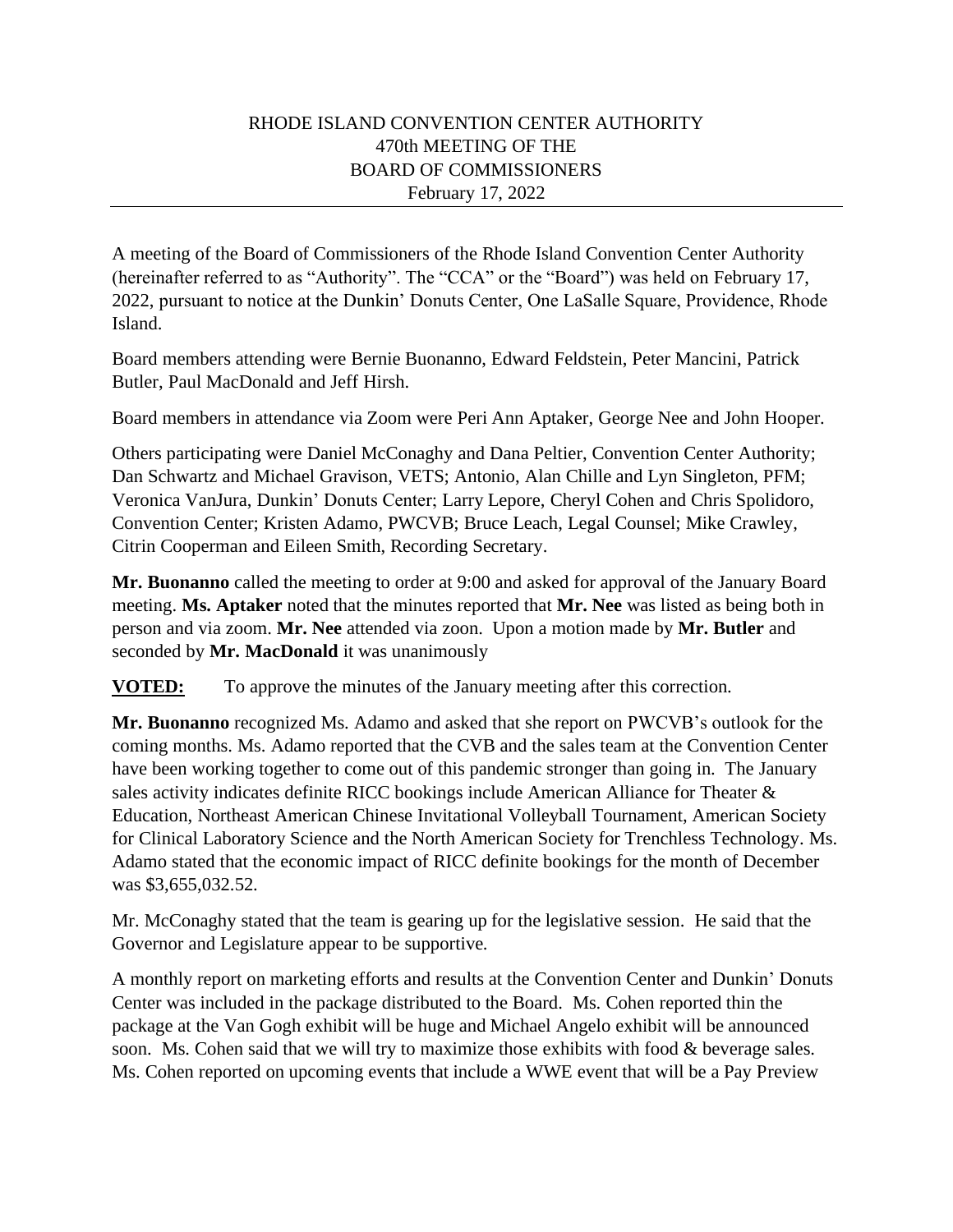# RHODE ISLAND CONVENTION CENTER AUTHORITY
## 470th MEETING OF THE
## BOARD OF COMMISSIONERS
### February 17, 2022

---

A meeting of the Board of Commissioners of the Rhode Island Convention Center Authority (hereinafter referred to as "Authority". The "CCA" or the "Board") was held on February 17, 2022, pursuant to notice at the Dunkin' Donuts Center, One LaSalle Square, Providence, Rhode Island.

Board members attending were Bernie Buonanno, Edward Feldstein, Peter Mancini, Patrick Butler, Paul MacDonald and Jeff Hirsh.

Board members in attendance via Zoom were Peri Ann Aptaker, George Nee and John Hooper.

Others participating were Daniel McConaghy and Dana Peltier, Convention Center Authority; Dan Schwartz and Michael Gravison, VETS; Antonio, Alan Chille and Lyn Singleton, PFM; Veronica VanJura, Dunkin' Donuts Center; Larry Lepore, Cheryl Cohen and Chris Spolidoro, Convention Center; Kristen Adamo, PWCVB; Bruce Leach, Legal Counsel; Mike Crawley, Citrin Cooperman and Eileen Smith, Recording Secretary.

**Mr. Buonanno** called the meeting to order at 9:00 and asked for approval of the January Board meeting. **Ms. Aptaker** noted that the minutes reported that **Mr. Nee** was listed as being both in person and via zoom. **Mr. Nee** attended via zoon. Upon a motion made by **Mr. Butler** and seconded by **Mr. MacDonald** it was unanimously

**VOTED:** To approve the minutes of the January meeting after this correction.

**Mr. Buonanno** recognized Ms. Adamo and asked that she report on PWCVB's outlook for the coming months. Ms. Adamo reported that the CVB and the sales team at the Convention Center have been working together to come out of this pandemic stronger than going in. The January sales activity indicates definite RICC bookings include American Alliance for Theater & Education, Northeast American Chinese Invitational Volleyball Tournament, American Society for Clinical Laboratory Science and the North American Society for Trenchless Technology. Ms. Adamo stated that the economic impact of RICC definite bookings for the month of December was $3,655,032.52.

Mr. McConaghy stated that the team is gearing up for the legislative session. He said that the Governor and Legislature appear to be supportive.

A monthly report on marketing efforts and results at the Convention Center and Dunkin' Donuts Center was included in the package distributed to the Board. Ms. Cohen reported thin the package at the Van Gogh exhibit will be huge and Michael Angelo exhibit will be announced soon. Ms. Cohen said that we will try to maximize those exhibits with food & beverage sales. Ms. Cohen reported on upcoming events that include a WWE event that will be a Pay Preview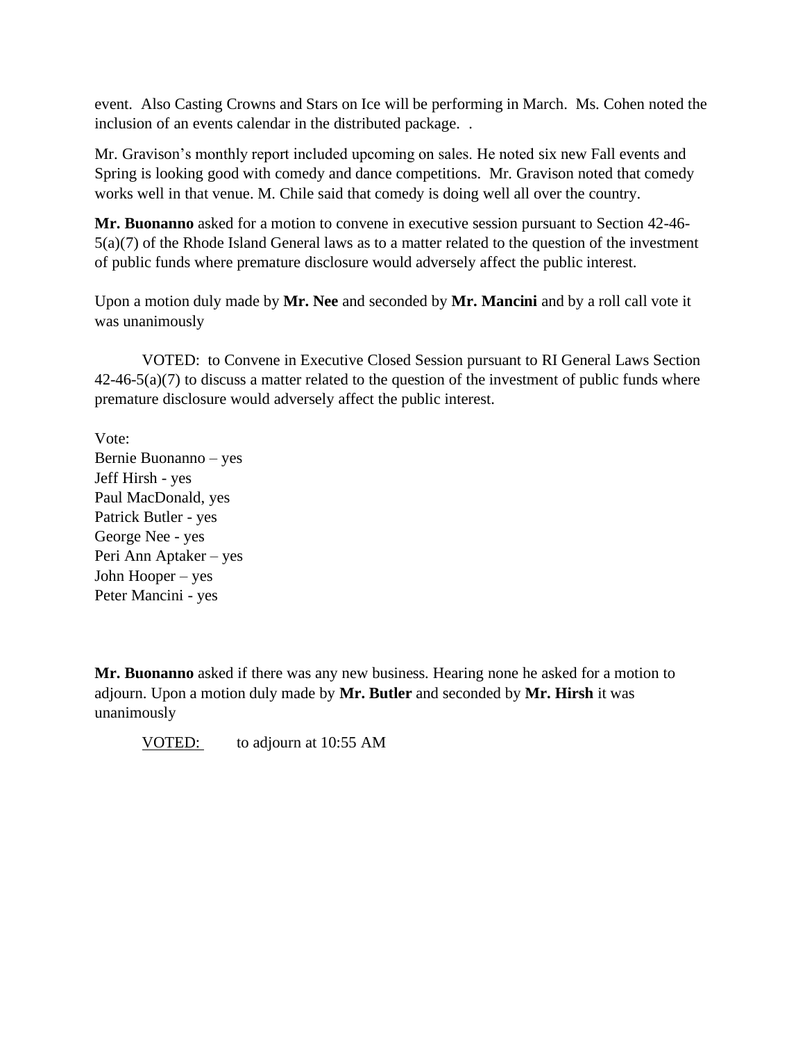event. Also Casting Crowns and Stars on Ice will be performing in March. Ms. Cohen noted the inclusion of an events calendar in the distributed package. .

Mr. Gravison's monthly report included upcoming on sales. He noted six new Fall events and Spring is looking good with comedy and dance competitions. Mr. Gravison noted that comedy works well in that venue. M. Chile said that comedy is doing well all over the country.

**Mr. Buonanno** asked for a motion to convene in executive session pursuant to Section 42-46-5(a)(7) of the Rhode Island General laws as to a matter related to the question of the investment of public funds where premature disclosure would adversely affect the public interest.

Upon a motion duly made by **Mr. Nee** and seconded by **Mr. Mancini** and by a roll call vote it was unanimously

VOTED: to Convene in Executive Closed Session pursuant to RI General Laws Section 42-46-5(a)(7) to discuss a matter related to the question of the investment of public funds where premature disclosure would adversely affect the public interest.

Vote:
Bernie Buonanno – yes
Jeff Hirsh - yes
Paul MacDonald, yes
Patrick Butler - yes
George Nee - yes
Peri Ann Aptaker – yes
John Hooper – yes
Peter Mancini - yes

**Mr. Buonanno** asked if there was any new business. Hearing none he asked for a motion to adjourn. Upon a motion duly made by **Mr. Butler** and seconded by **Mr. Hirsh** it was unanimously

VOTED: to adjourn at 10:55 AM